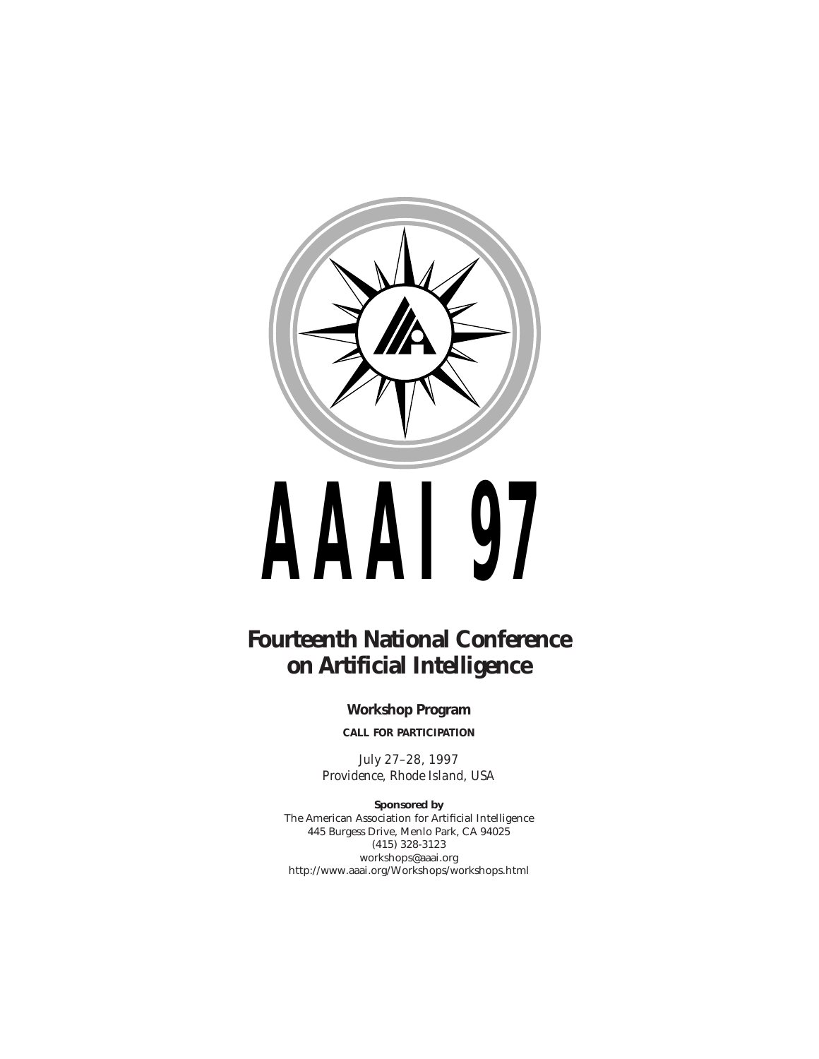# AAAI 97

## Fourteenth National Conference on Artificial Intelligence

### Workshop Program

**CALL FOR PARTICIPATION**

*July 27–28, 1997*
*Providence, Rhode Island, USA*

**Sponsored by**
The American Association for Artificial Intelligence
445 Burgess Drive, Menlo Park, CA 94025
(415) 328-3123
workshops@aaai.org
http://www.aaai.org/Workshops/workshops.html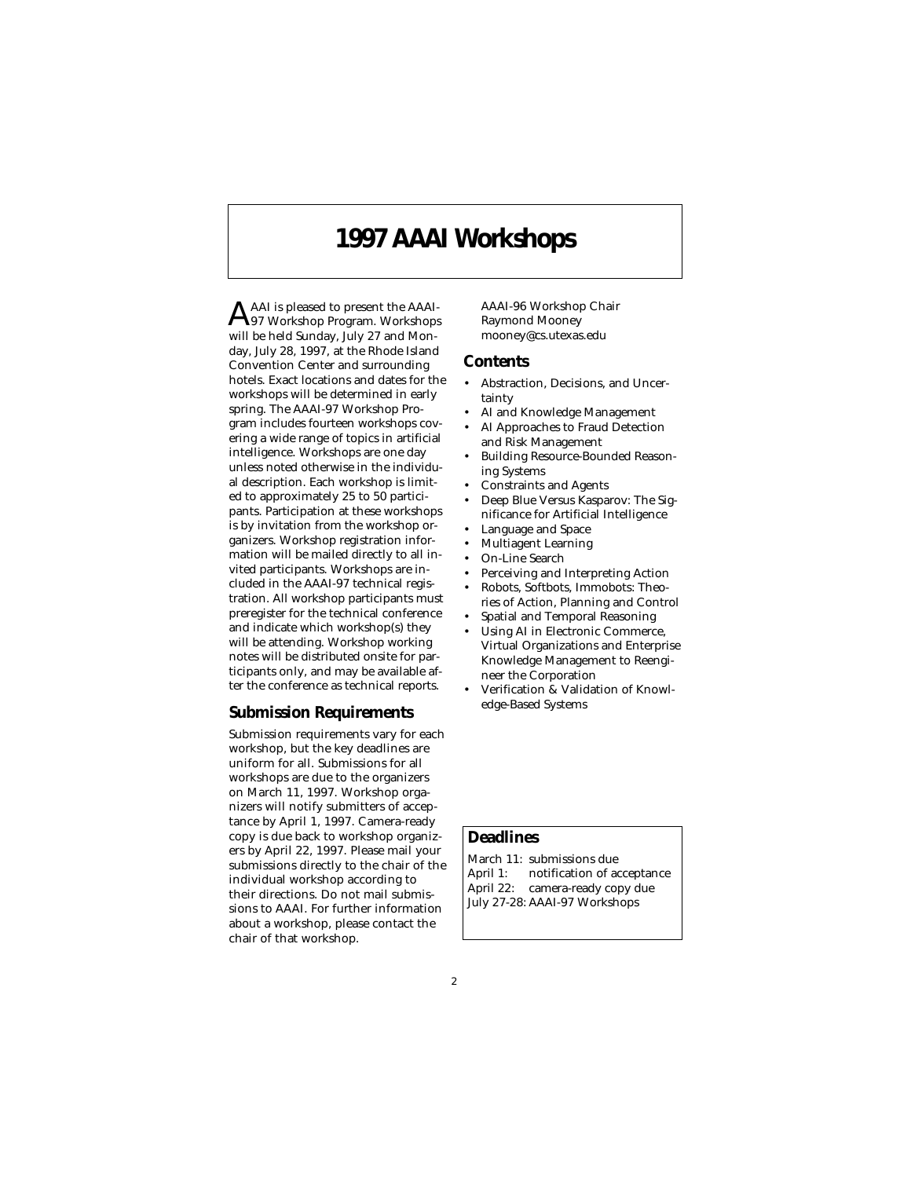# 1997 AAAI Workshops

AAAI is pleased to present the AAAI-97 Workshop Program. Workshops will be held Sunday, July 27 and Monday, July 28, 1997, at the Rhode Island Convention Center and surrounding hotels. Exact locations and dates for the workshops will be determined in early spring. The AAAI-97 Workshop Program includes fourteen workshops covering a wide range of topics in artificial intelligence. Workshops are one day unless noted otherwise in the individual description. Each workshop is limited to approximately 25 to 50 participants. Participation at these workshops is by invitation from the workshop organizers. Workshop registration information will be mailed directly to all invited participants. Workshops are included in the AAAI-97 technical registration. All workshop participants must preregister for the technical conference and indicate which workshop(s) they will be attending. Workshop working notes will be distributed onsite for participants only, and may be available after the conference as technical reports.

## Submission Requirements

Submission requirements vary for each workshop, but the key deadlines are uniform for all. Submissions for all workshops are due to the organizers on March 11, 1997. Workshop organizers will notify submitters of acceptance by April 1, 1997. Camera-ready copy is due back to workshop organizers by April 22, 1997. Please mail your submissions directly to the chair of the individual workshop according to their directions. Do not mail submissions to AAAI. For further information about a workshop, please contact the chair of that workshop.

AAAI-96 Workshop Chair
Raymond Mooney
mooney@cs.utexas.edu

## Contents

- Abstraction, Decisions, and Uncertainty
- AI and Knowledge Management
- AI Approaches to Fraud Detection and Risk Management
- Building Resource-Bounded Reasoning Systems
- Constraints and Agents
- Deep Blue Versus Kasparov: The Significance for Artificial Intelligence
- Language and Space
- Multiagent Learning
- On-Line Search
- Perceiving and Interpreting Action
- Robots, Softbots, Immobots: Theories of Action, Planning and Control
- Spatial and Temporal Reasoning
- Using AI in Electronic Commerce, Virtual Organizations and Enterprise Knowledge Management to Reengineer the Corporation
- Verification & Validation of Knowledge-Based Systems

## Deadlines

March 11: submissions due
April 1: notification of acceptance
April 22: camera-ready copy due
July 27-28: AAAI-97 Workshops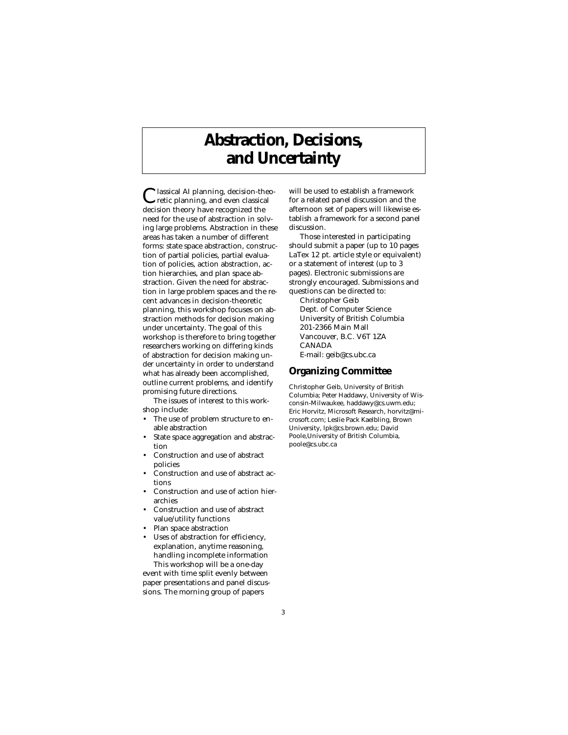# Abstraction, Decisions, and Uncertainty

Classical AI planning, decision-theoretic planning, and even classical decision theory have recognized the need for the use of abstraction in solving large problems. Abstraction in these areas has taken a number of different forms: state space abstraction, construction of partial policies, partial evaluation of policies, action abstraction, action hierarchies, and plan space abstraction. Given the need for abstraction in large problem spaces and the recent advances in decision-theoretic planning, this workshop focuses on abstraction methods for decision making under uncertainty. The goal of this workshop is therefore to bring together researchers working on differing kinds of abstraction for decision making under uncertainty in order to understand what has already been accomplished, outline current problems, and identify promising future directions.

The issues of interest to this workshop include:

- The use of problem structure to enable abstraction
- State space aggregation and abstraction
- Construction and use of abstract policies
- Construction and use of abstract actions
- Construction and use of action hierarchies
- Construction and use of abstract value/utility functions
- Plan space abstraction
- Uses of abstraction for efficiency, explanation, anytime reasoning, handling incomplete information

This workshop will be a one-day event with time split evenly between paper presentations and panel discussions. The morning group of papers will be used to establish a framework for a related panel discussion and the afternoon set of papers will likewise establish a framework for a second panel discussion.

Those interested in participating should submit a paper (up to 10 pages LaTex 12 pt. article style or equivalent) or a statement of interest (up to 3 pages). Electronic submissions are strongly encouraged. Submissions and questions can be directed to:

Christopher Geib
Dept. of Computer Science
University of British Columbia
201-2366 Main Mall
Vancouver, B.C. V6T 1ZA
CANADA
E-mail: geib@cs.ubc.ca

## Organizing Committee

Christopher Geib, University of British Columbia; Peter Haddawy, University of Wisconsin-Milwaukee, haddawy@cs.uwm.edu; Eric Horvitz, Microsoft Research, horvitz@microsoft.com; Leslie Pack Kaelbling, Brown University, lpk@cs.brown.edu; David Poole,University of British Columbia, poole@cs.ubc.ca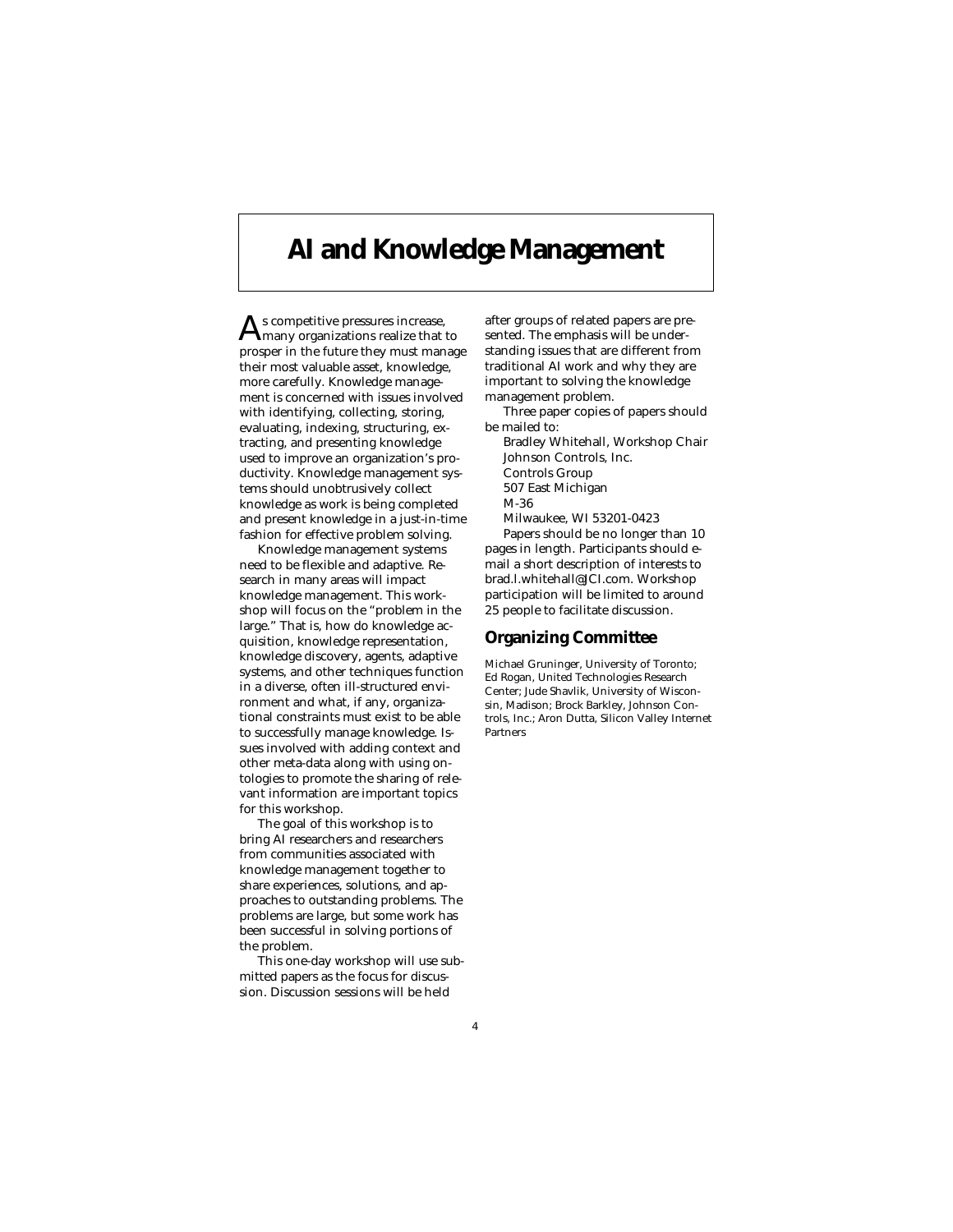# AI and Knowledge Management

As competitive pressures increase, many organizations realize that to prosper in the future they must manage their most valuable asset, knowledge, more carefully. Knowledge management is concerned with issues involved with identifying, collecting, storing, evaluating, indexing, structuring, extracting, and presenting knowledge used to improve an organization's productivity. Knowledge management systems should unobtrusively collect knowledge as work is being completed and present knowledge in a just-in-time fashion for effective problem solving.

Knowledge management systems need to be flexible and adaptive. Research in many areas will impact knowledge management. This workshop will focus on the "problem in the large." That is, how do knowledge acquisition, knowledge representation, knowledge discovery, agents, adaptive systems, and other techniques function in a diverse, often ill-structured environment and what, if any, organizational constraints must exist to be able to successfully manage knowledge. Issues involved with adding context and other meta-data along with using ontologies to promote the sharing of relevant information are important topics for this workshop.

The goal of this workshop is to bring AI researchers and researchers from communities associated with knowledge management together to share experiences, solutions, and approaches to outstanding problems. The problems are large, but some work has been successful in solving portions of the problem.

This one-day workshop will use submitted papers as the focus for discussion. Discussion sessions will be held after groups of related papers are presented. The emphasis will be understanding issues that are different from traditional AI work and why they are important to solving the knowledge management problem.

Three paper copies of papers should be mailed to:

Bradley Whitehall, Workshop Chair
Johnson Controls, Inc.
Controls Group
507 East Michigan
M-36
Milwaukee, WI 53201-0423

Papers should be no longer than 10 pages in length. Participants should e-mail a short description of interests to brad.l.whitehall@JCI.com. Workshop participation will be limited to around 25 people to facilitate discussion.

## Organizing Committee

Michael Gruninger, University of Toronto; Ed Rogan, United Technologies Research Center; Jude Shavlik, University of Wisconsin, Madison; Brock Barkley, Johnson Controls, Inc.; Aron Dutta, Silicon Valley Internet Partners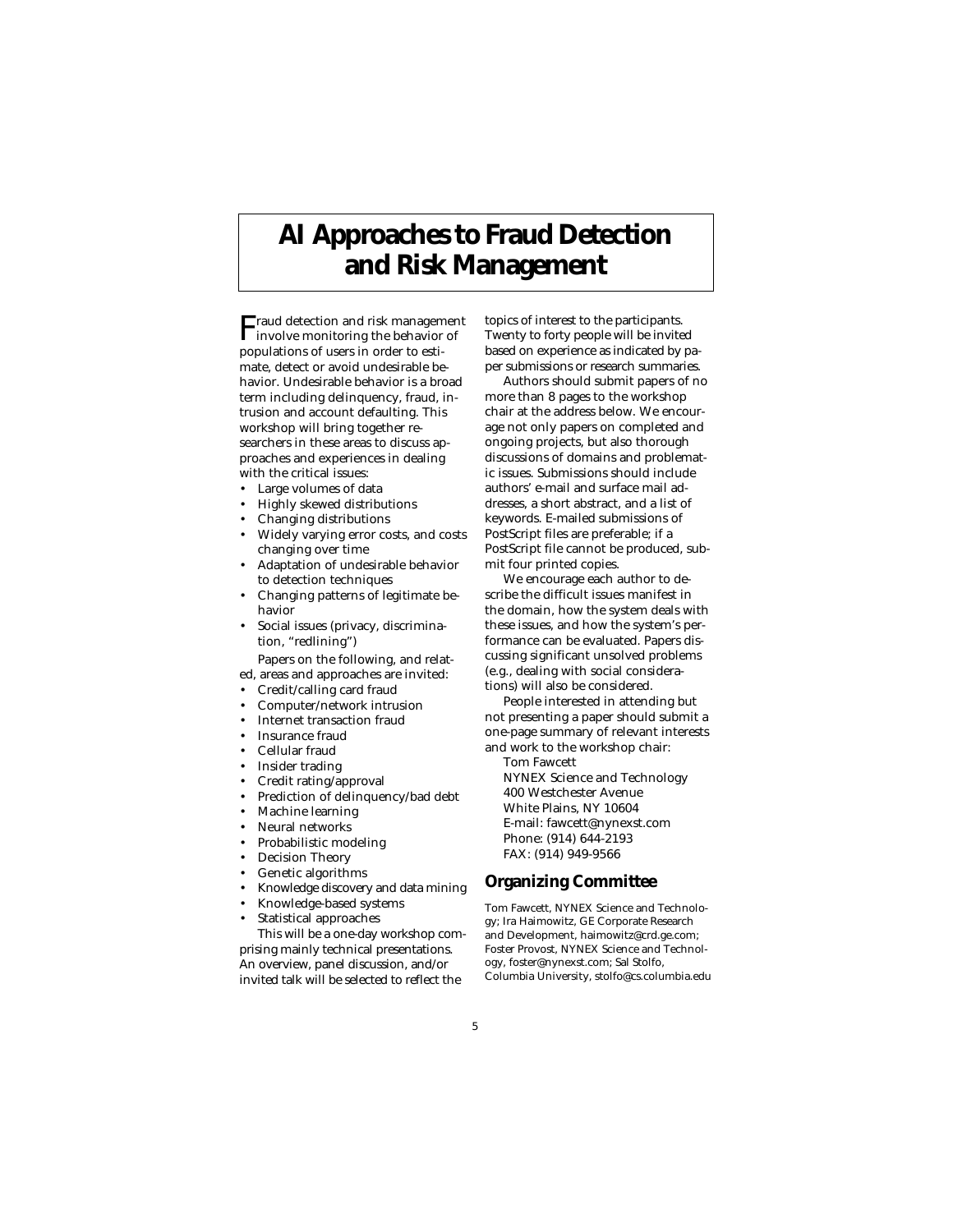# AI Approaches to Fraud Detection and Risk Management

Fraud detection and risk management involve monitoring the behavior of populations of users in order to estimate, detect or avoid undesirable behavior. Undesirable behavior is a broad term including delinquency, fraud, intrusion and account defaulting. This workshop will bring together researchers in these areas to discuss approaches and experiences in dealing with the critical issues:

- Large volumes of data
- Highly skewed distributions
- Changing distributions
- Widely varying error costs, and costs changing over time
- Adaptation of undesirable behavior to detection techniques
- Changing patterns of legitimate behavior
- Social issues (privacy, discrimination, "redlining")

Papers on the following, and related, areas and approaches are invited:

- Credit/calling card fraud
- Computer/network intrusion
- Internet transaction fraud
- Insurance fraud
- Cellular fraud
- Insider trading
- Credit rating/approval
- Prediction of delinquency/bad debt
- Machine learning
- Neural networks
- Probabilistic modeling
- Decision Theory
- Genetic algorithms
- Knowledge discovery and data mining
- Knowledge-based systems
- Statistical approaches

This will be a one-day workshop comprising mainly technical presentations. An overview, panel discussion, and/or invited talk will be selected to reflect the topics of interest to the participants. Twenty to forty people will be invited based on experience as indicated by paper submissions or research summaries.

Authors should submit papers of no more than 8 pages to the workshop chair at the address below. We encourage not only papers on completed and ongoing projects, but also thorough discussions of domains and problematic issues. Submissions should include authors' e-mail and surface mail addresses, a short abstract, and a list of keywords. E-mailed submissions of PostScript files are preferable; if a PostScript file cannot be produced, submit four printed copies.

We encourage each author to describe the difficult issues manifest in the domain, how the system deals with these issues, and how the system's performance can be evaluated. Papers discussing significant unsolved problems (e.g., dealing with social considerations) will also be considered.

People interested in attending but not presenting a paper should submit a one-page summary of relevant interests and work to the workshop chair:

Tom Fawcett
NYNEX Science and Technology
400 Westchester Avenue
White Plains, NY 10604
E-mail: fawcett@nynexst.com
Phone: (914) 644-2193
FAX: (914) 949-9566

## Organizing Committee

Tom Fawcett, NYNEX Science and Technology; Ira Haimowitz, GE Corporate Research and Development, haimowitz@crd.ge.com; Foster Provost, NYNEX Science and Technology, foster@nynexst.com; Sal Stolfo, Columbia University, stolfo@cs.columbia.edu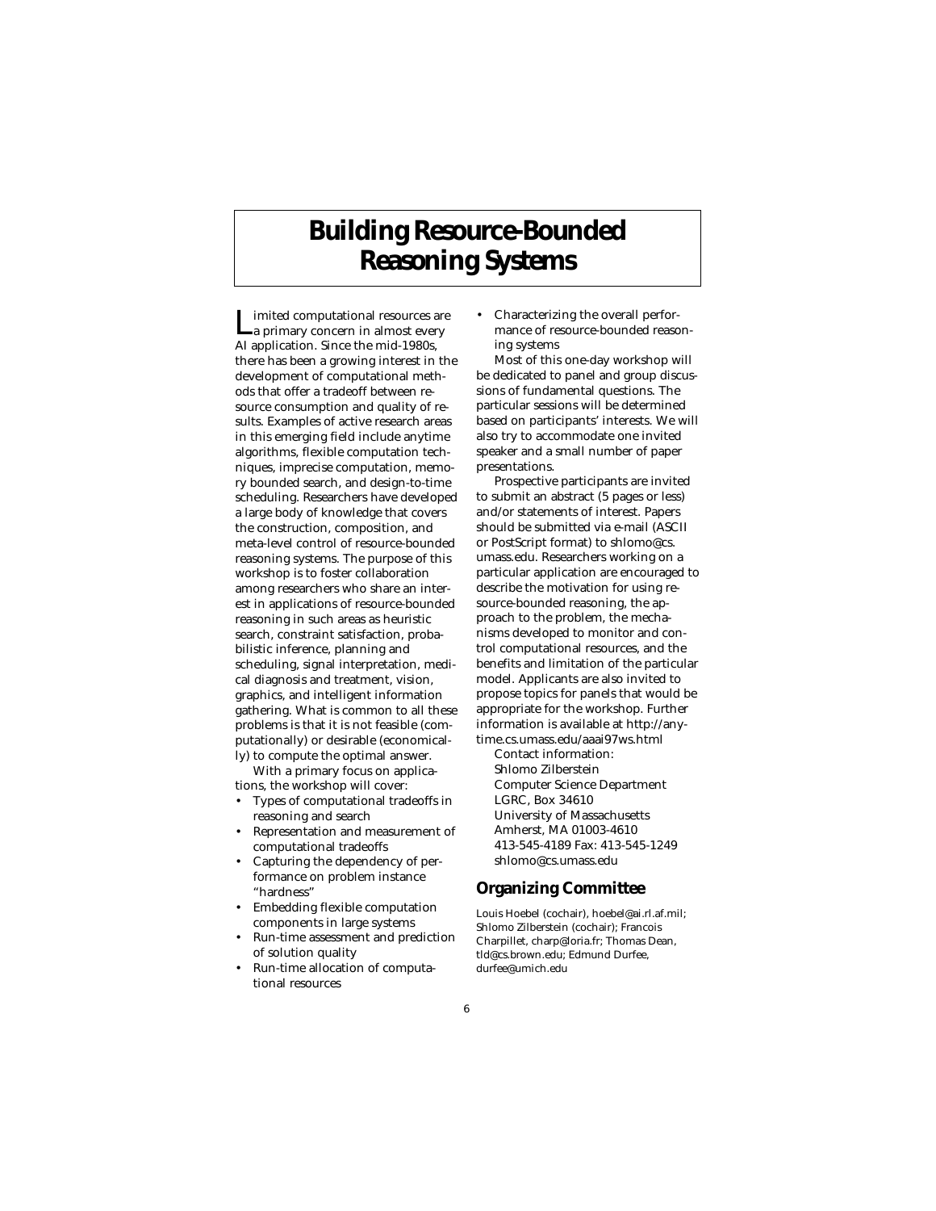# Building Resource-Bounded Reasoning Systems

Limited computational resources are a primary concern in almost every AI application. Since the mid-1980s, there has been a growing interest in the development of computational methods that offer a tradeoff between resource consumption and quality of results. Examples of active research areas in this emerging field include anytime algorithms, flexible computation techniques, imprecise computation, memory bounded search, and design-to-time scheduling. Researchers have developed a large body of knowledge that covers the construction, composition, and meta-level control of resource-bounded reasoning systems. The purpose of this workshop is to foster collaboration among researchers who share an interest in applications of resource-bounded reasoning in such areas as heuristic search, constraint satisfaction, probabilistic inference, planning and scheduling, signal interpretation, medical diagnosis and treatment, vision, graphics, and intelligent information gathering. What is common to all these problems is that it is not feasible (computationally) or desirable (economically) to compute the optimal answer.

With a primary focus on applications, the workshop will cover:

- Types of computational tradeoffs in reasoning and search
- Representation and measurement of computational tradeoffs
- Capturing the dependency of performance on problem instance "hardness"
- Embedding flexible computation components in large systems
- Run-time assessment and prediction of solution quality
- Run-time allocation of computational resources
- Characterizing the overall performance of resource-bounded reasoning systems

Most of this one-day workshop will be dedicated to panel and group discussions of fundamental questions. The particular sessions will be determined based on participants' interests. We will also try to accommodate one invited speaker and a small number of paper presentations.

Prospective participants are invited to submit an abstract (5 pages or less) and/or statements of interest. Papers should be submitted via e-mail (ASCII or PostScript format) to shlomo@cs.umass.edu. Researchers working on a particular application are encouraged to describe the motivation for using resource-bounded reasoning, the approach to the problem, the mechanisms developed to monitor and control computational resources, and the benefits and limitation of the particular model. Applicants are also invited to propose topics for panels that would be appropriate for the workshop. Further information is available at http://anytime.cs.umass.edu/aaai97ws.html

Contact information:
Shlomo Zilberstein
Computer Science Department
LGRC, Box 34610
University of Massachusetts
Amherst, MA 01003-4610
413-545-4189 Fax: 413-545-1249
shlomo@cs.umass.edu

## Organizing Committee

Louis Hoebel (cochair), hoebel@ai.rl.af.mil; Shlomo Zilberstein (cochair); Francois Charpillet, charp@loria.fr; Thomas Dean, tld@cs.brown.edu; Edmund Durfee, durfee@umich.edu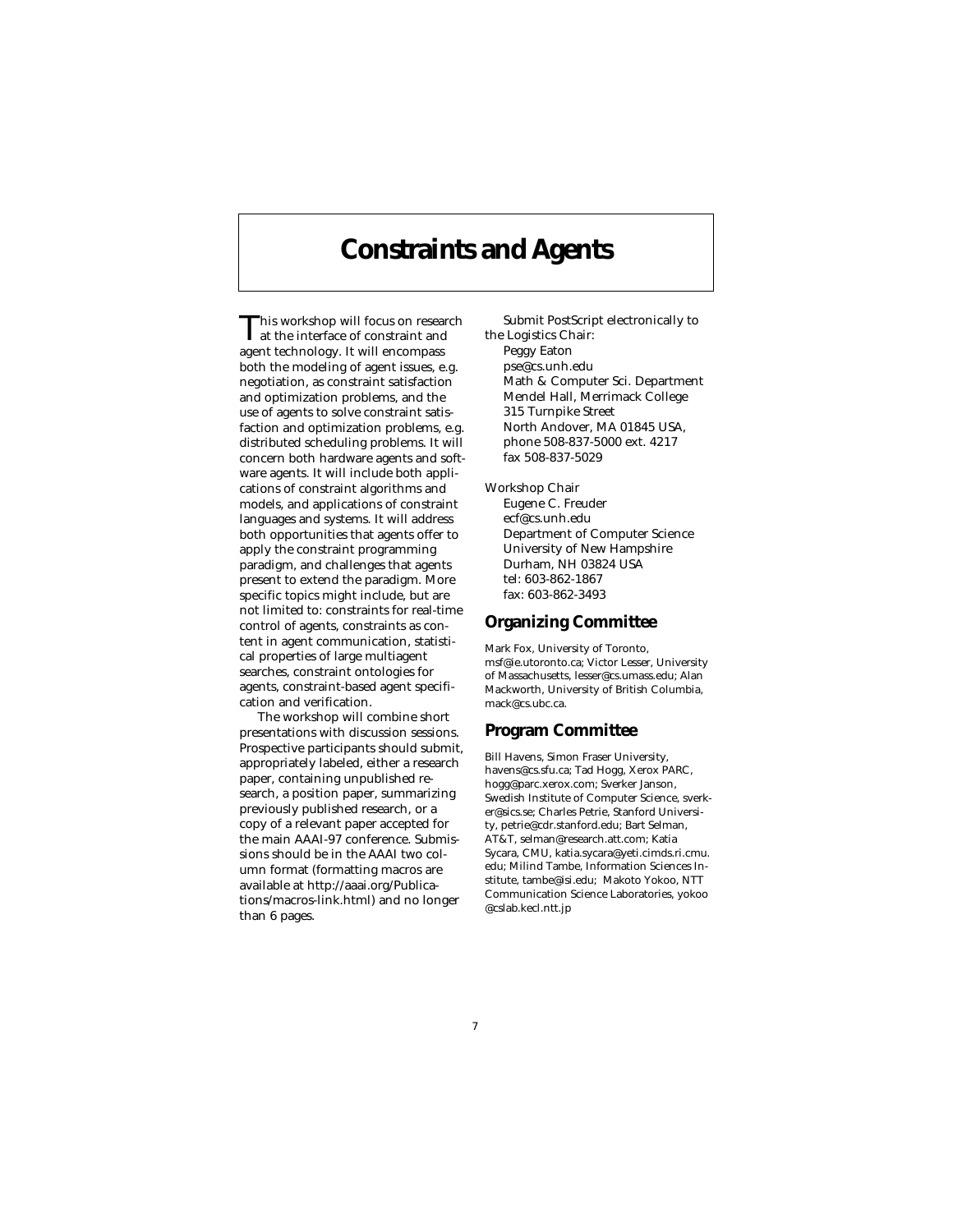# Constraints and Agents

This workshop will focus on research at the interface of constraint and agent technology. It will encompass both the modeling of agent issues, e.g. negotiation, as constraint satisfaction and optimization problems, and the use of agents to solve constraint satisfaction and optimization problems, e.g. distributed scheduling problems. It will concern both hardware agents and software agents. It will include both applications of constraint algorithms and models, and applications of constraint languages and systems. It will address both opportunities that agents offer to apply the constraint programming paradigm, and challenges that agents present to extend the paradigm. More specific topics might include, but are not limited to: constraints for real-time control of agents, constraints as content in agent communication, statistical properties of large multiagent searches, constraint ontologies for agents, constraint-based agent specification and verification.

The workshop will combine short presentations with discussion sessions. Prospective participants should submit, appropriately labeled, either a research paper, containing unpublished research, a position paper, summarizing previously published research, or a copy of a relevant paper accepted for the main AAAI-97 conference. Submissions should be in the AAAI two column format (formatting macros are available at http://aaai.org/Publications/macros-link.html) and no longer than 6 pages.

Submit PostScript electronically to the Logistics Chair:
Peggy Eaton
pse@cs.unh.edu
Math & Computer Sci. Department
Mendel Hall, Merrimack College
315 Turnpike Street
North Andover, MA 01845 USA,
phone 508-837-5000 ext. 4217
fax 508-837-5029

Workshop Chair
Eugene C. Freuder
ecf@cs.unh.edu
Department of Computer Science
University of New Hampshire
Durham, NH 03824 USA
tel: 603-862-1867
fax: 603-862-3493

## Organizing Committee

Mark Fox, University of Toronto, msf@ie.utoronto.ca; Victor Lesser, University of Massachusetts, lesser@cs.umass.edu; Alan Mackworth, University of British Columbia, mack@cs.ubc.ca.

## Program Committee

Bill Havens, Simon Fraser University, havens@cs.sfu.ca; Tad Hogg, Xerox PARC, hogg@parc.xerox.com; Sverker Janson, Swedish Institute of Computer Science, sverker@sics.se; Charles Petrie, Stanford University, petrie@cdr.stanford.edu; Bart Selman, AT&T, selman@research.att.com; Katia Sycara, CMU, katia.sycara@yeti.cimds.ri.cmu.edu; Milind Tambe, Information Sciences Institute, tambe@isi.edu; Makoto Yokoo, NTT Communication Science Laboratories, yokoo@cslab.kecl.ntt.jp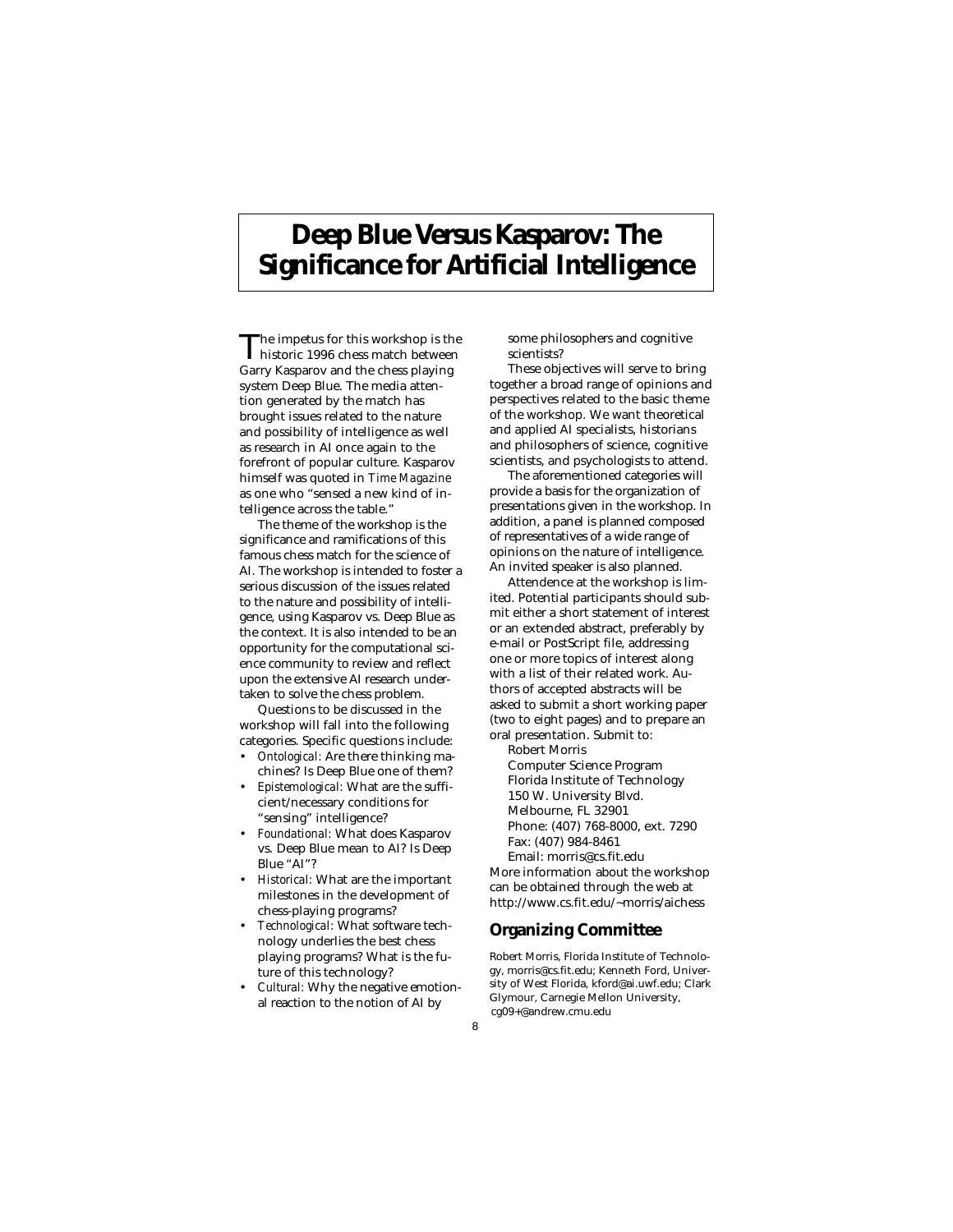# Deep Blue Versus Kasparov: The Significance for Artificial Intelligence

The impetus for this workshop is the historic 1996 chess match between Garry Kasparov and the chess playing system Deep Blue. The media attention generated by the match has brought issues related to the nature and possibility of intelligence as well as research in AI once again to the forefront of popular culture. Kasparov himself was quoted in *Time Magazine* as one who "sensed a new kind of intelligence across the table."

The theme of the workshop is the significance and ramifications of this famous chess match for the science of AI. The workshop is intended to foster a serious discussion of the issues related to the nature and possibility of intelligence, using Kasparov vs. Deep Blue as the context. It is also intended to be an opportunity for the computational science community to review and reflect upon the extensive AI research undertaken to solve the chess problem.

Questions to be discussed in the workshop will fall into the following categories. Specific questions include:

- *Ontological:* Are there thinking machines? Is Deep Blue one of them?
- *Epistemological:* What are the sufficient/necessary conditions for "sensing" intelligence?
- *Foundational:* What does Kasparov vs. Deep Blue mean to AI? Is Deep Blue "AI"?
- *Historical:* What are the important milestones in the development of chess-playing programs?
- *Technological:* What software technology underlies the best chess playing programs? What is the future of this technology?
- *Cultural:* Why the negative emotional reaction to the notion of AI by some philosophers and cognitive scientists?

These objectives will serve to bring together a broad range of opinions and perspectives related to the basic theme of the workshop. We want theoretical and applied AI specialists, historians and philosophers of science, cognitive scientists, and psychologists to attend.

The aforementioned categories will provide a basis for the organization of presentations given in the workshop. In addition, a panel is planned composed of representatives of a wide range of opinions on the nature of intelligence. An invited speaker is also planned.

Attendence at the workshop is limited. Potential participants should submit either a short statement of interest or an extended abstract, preferably by e-mail or PostScript file, addressing one or more topics of interest along with a list of their related work. Authors of accepted abstracts will be asked to submit a short working paper (two to eight pages) and to prepare an oral presentation. Submit to:

Robert Morris
Computer Science Program
Florida Institute of Technology
150 W. University Blvd.
Melbourne, FL 32901
Phone: (407) 768-8000, ext. 7290
Fax: (407) 984-8461
Email: morris@cs.fit.edu

More information about the workshop can be obtained through the web at http://www.cs.fit.edu/~morris/aichess

## Organizing Committee

Robert Morris, Florida Institute of Technology, morris@cs.fit.edu; Kenneth Ford, University of West Florida, kford@ai.uwf.edu; Clark Glymour, Carnegie Mellon University, cg09+@andrew.cmu.edu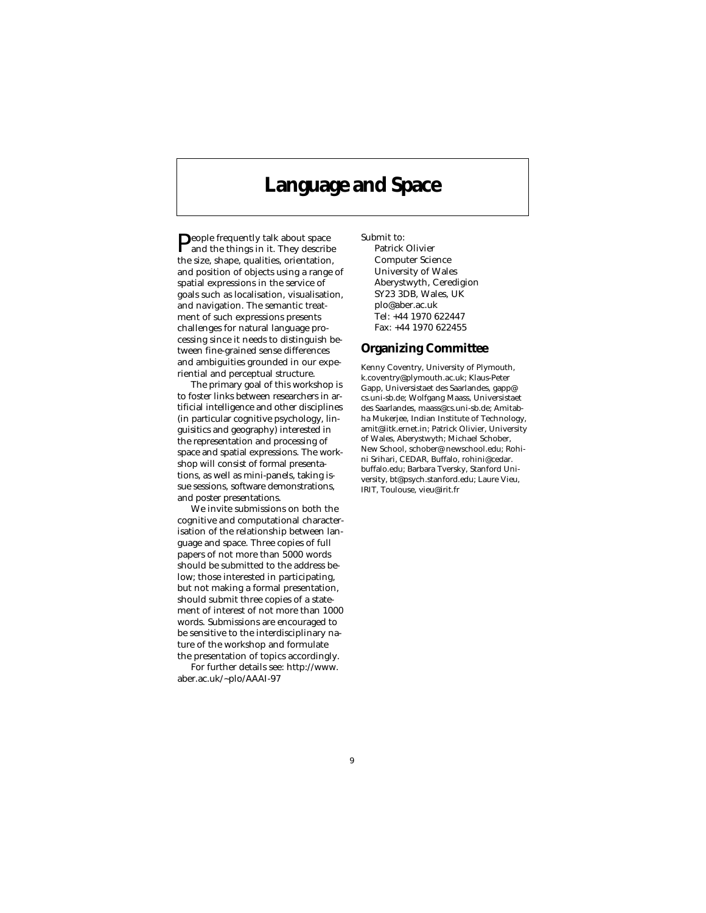# Language and Space

People frequently talk about space and the things in it. They describe the size, shape, qualities, orientation, and position of objects using a range of spatial expressions in the service of goals such as localisation, visualisation, and navigation. The semantic treatment of such expressions presents challenges for natural language processing since it needs to distinguish between fine-grained sense differences and ambiguities grounded in our experiential and perceptual structure.

The primary goal of this workshop is to foster links between researchers in artificial intelligence and other disciplines (in particular cognitive psychology, linguisitics and geography) interested in the representation and processing of space and spatial expressions. The workshop will consist of formal presentations, as well as mini-panels, taking issue sessions, software demonstrations, and poster presentations.

We invite submissions on both the cognitive and computational characterisation of the relationship between language and space. Three copies of full papers of not more than 5000 words should be submitted to the address below; those interested in participating, but not making a formal presentation, should submit three copies of a statement of interest of not more than 1000 words. Submissions are encouraged to be sensitive to the interdisciplinary nature of the workshop and formulate the presentation of topics accordingly.

For further details see: http://www.aber.ac.uk/~plo/AAAI-97

Submit to:
Patrick Olivier
Computer Science
University of Wales
Aberystwyth, Ceredigion
SY23 3DB, Wales, UK
plo@aber.ac.uk
Tel: +44 1970 622447
Fax: +44 1970 622455

## Organizing Committee

Kenny Coventry, University of Plymouth, k.coventry@plymouth.ac.uk; Klaus-Peter Gapp, Universistaet des Saarlandes, gapp@cs.uni-sb.de; Wolfgang Maass, Universistaet des Saarlandes, maass@cs.uni-sb.de; Amitabha Mukerjee, Indian Institute of Technology, amit@iitk.ernet.in; Patrick Olivier, University of Wales, Aberystwyth; Michael Schober, New School, schober@newschool.edu; Rohini Srihari, CEDAR, Buffalo, rohini@cedar.buffalo.edu; Barbara Tversky, Stanford University, bt@psych.stanford.edu; Laure Vieu, IRIT, Toulouse, vieu@irit.fr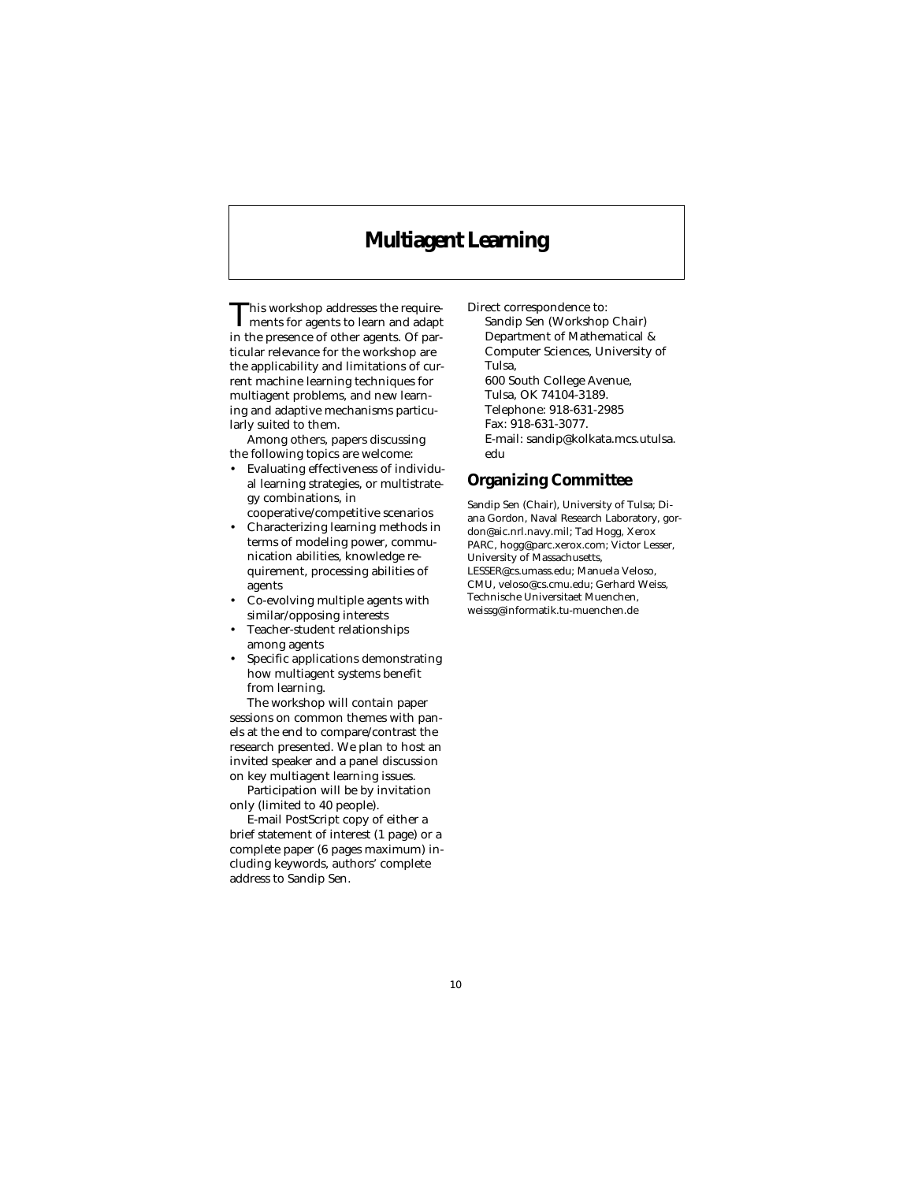# Multiagent Learning

This workshop addresses the requirements for agents to learn and adapt in the presence of other agents. Of particular relevance for the workshop are the applicability and limitations of current machine learning techniques for multiagent problems, and new learning and adaptive mechanisms particularly suited to them.

Among others, papers discussing the following topics are welcome:

- Evaluating effectiveness of individual learning strategies, or multistrategy combinations, in cooperative/competitive scenarios
- Characterizing learning methods in terms of modeling power, communication abilities, knowledge requirement, processing abilities of agents
- Co-evolving multiple agents with similar/opposing interests
- Teacher-student relationships among agents
- Specific applications demonstrating how multiagent systems benefit from learning.

The workshop will contain paper sessions on common themes with panels at the end to compare/contrast the research presented. We plan to host an invited speaker and a panel discussion on key multiagent learning issues.

Participation will be by invitation only (limited to 40 people).

E-mail PostScript copy of either a brief statement of interest (1 page) or a complete paper (6 pages maximum) including keywords, authors' complete address to Sandip Sen.

Direct correspondence to:
Sandip Sen (Workshop Chair)
Department of Mathematical & Computer Sciences, University of Tulsa,
600 South College Avenue,
Tulsa, OK 74104-3189.
Telephone: 918-631-2985
Fax: 918-631-3077.
E-mail: sandip@kolkata.mcs.utulsa.edu

## Organizing Committee

Sandip Sen (Chair), University of Tulsa; Diana Gordon, Naval Research Laboratory, gordon@aic.nrl.navy.mil; Tad Hogg, Xerox PARC, hogg@parc.xerox.com; Victor Lesser, University of Massachusetts, LESSER@cs.umass.edu; Manuela Veloso, CMU, veloso@cs.cmu.edu; Gerhard Weiss, Technische Universitaet Muenchen, weissg@informatik.tu-muenchen.de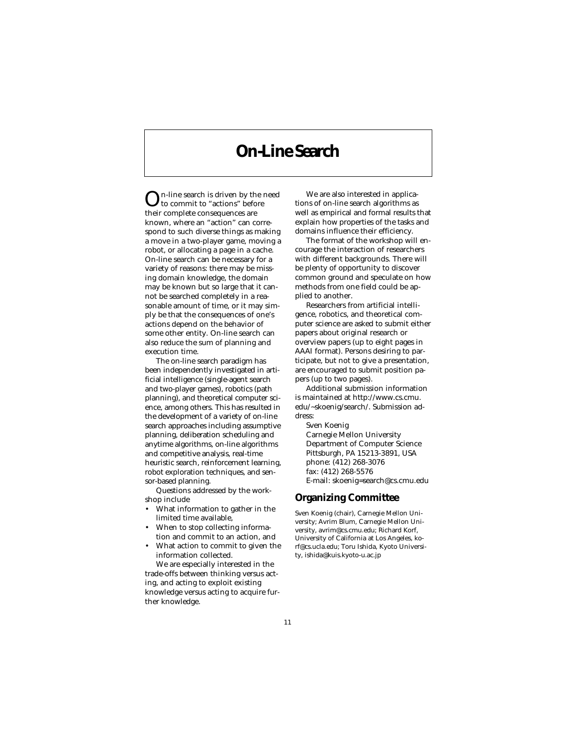# On-Line Search

On-line search is driven by the need to commit to "actions" before their complete consequences are known, where an "action" can correspond to such diverse things as making a move in a two-player game, moving a robot, or allocating a page in a cache. On-line search can be necessary for a variety of reasons: there may be missing domain knowledge, the domain may be known but so large that it cannot be searched completely in a reasonable amount of time, or it may simply be that the consequences of one's actions depend on the behavior of some other entity. On-line search can also reduce the sum of planning and execution time.

The on-line search paradigm has been independently investigated in artificial intelligence (single-agent search and two-player games), robotics (path planning), and theoretical computer science, among others. This has resulted in the development of a variety of on-line search approaches including assumptive planning, deliberation scheduling and anytime algorithms, on-line algorithms and competitive analysis, real-time heuristic search, reinforcement learning, robot exploration techniques, and sensor-based planning.

Questions addressed by the workshop include

- What information to gather in the limited time available,
- When to stop collecting information and commit to an action, and
- What action to commit to given the information collected.

We are especially interested in the trade-offs between thinking versus acting, and acting to exploit existing knowledge versus acting to acquire further knowledge.

We are also interested in applications of on-line search algorithms as well as empirical and formal results that explain how properties of the tasks and domains influence their efficiency.

The format of the workshop will encourage the interaction of researchers with different backgrounds. There will be plenty of opportunity to discover common ground and speculate on how methods from one field could be applied to another.

Researchers from artificial intelligence, robotics, and theoretical computer science are asked to submit either papers about original research or overview papers (up to eight pages in AAAI format). Persons desiring to participate, but not to give a presentation, are encouraged to submit position papers (up to two pages).

Additional submission information is maintained at http://www.cs.cmu.edu/~skoenig/search/. Submission address:

Sven Koenig
Carnegie Mellon University
Department of Computer Science
Pittsburgh, PA 15213-3891, USA
phone: (412) 268-3076
fax: (412) 268-5576
E-mail: skoenig=search@cs.cmu.edu

## Organizing Committee

Sven Koenig (chair), Carnegie Mellon University; Avrim Blum, Carnegie Mellon University, avrim@cs.cmu.edu; Richard Korf, University of California at Los Angeles, korf@cs.ucla.edu; Toru Ishida, Kyoto University, ishida@kuis.kyoto-u.ac.jp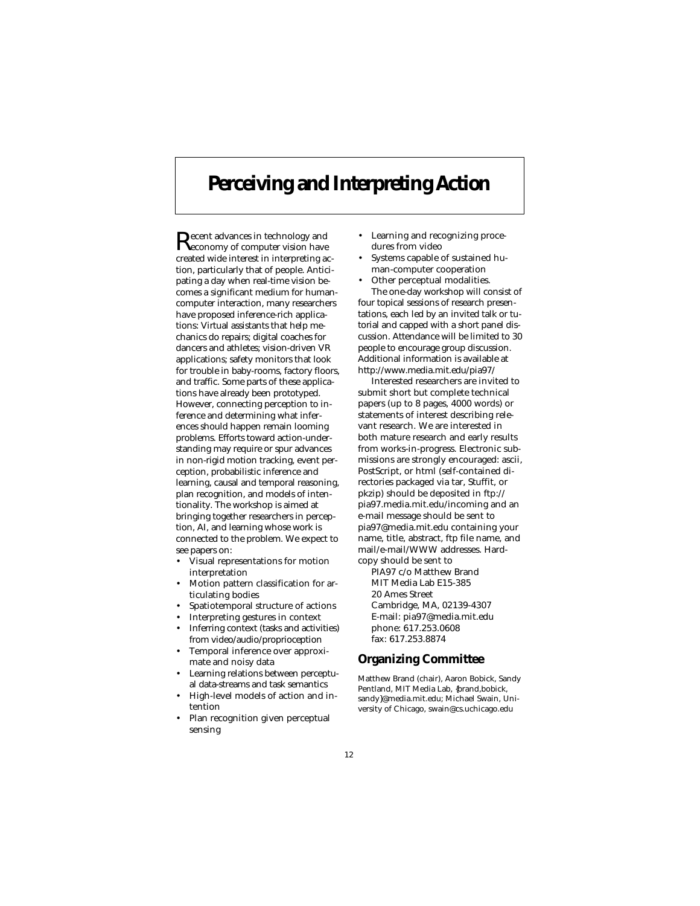# Perceiving and Interpreting Action

Recent advances in technology and economy of computer vision have created wide interest in interpreting action, particularly that of people. Anticipating a day when real-time vision becomes a significant medium for human-computer interaction, many researchers have proposed inference-rich applications: Virtual assistants that help mechanics do repairs; digital coaches for dancers and athletes; vision-driven VR applications; safety monitors that look for trouble in baby-rooms, factory floors, and traffic. Some parts of these applications have already been prototyped. However, connecting perception to inference and determining what inferences should happen remain looming problems. Efforts toward action-understanding may require or spur advances in non-rigid motion tracking, event perception, probabilistic inference and learning, causal and temporal reasoning, plan recognition, and models of intentionality. The workshop is aimed at bringing together researchers in perception, AI, and learning whose work is connected to the problem. We expect to see papers on:

- Visual representations for motion interpretation
- Motion pattern classification for articulating bodies
- Spatiotemporal structure of actions
- Interpreting gestures in context
- Inferring context (tasks and activities) from video/audio/proprioception
- Temporal inference over approximate and noisy data
- Learning relations between perceptual data-streams and task semantics
- High-level models of action and intention
- Plan recognition given perceptual sensing
- Learning and recognizing procedures from video
- Systems capable of sustained human-computer cooperation
- Other perceptual modalities.

The one-day workshop will consist of four topical sessions of research presentations, each led by an invited talk or tutorial and capped with a short panel discussion. Attendance will be limited to 30 people to encourage group discussion. Additional information is available at http://www.media.mit.edu/pia97/

Interested researchers are invited to submit short but complete technical papers (up to 8 pages, 4000 words) or statements of interest describing relevant research. We are interested in both mature research and early results from works-in-progress. Electronic submissions are strongly encouraged: ascii, PostScript, or html (self-contained directories packaged via tar, Stuffit, or pkzip) should be deposited in ftp://pia97.media.mit.edu/incoming and an e-mail message should be sent to pia97@media.mit.edu containing your name, title, abstract, ftp file name, and mail/e-mail/WWW addresses. Hardcopy should be sent to

PIA97 c/o Matthew Brand
MIT Media Lab E15-385
20 Ames Street
Cambridge, MA, 02139-4307
E-mail: pia97@media.mit.edu
phone: 617.253.0608
fax: 617.253.8874

## Organizing Committee

Matthew Brand (chair), Aaron Bobick, Sandy Pentland, MIT Media Lab, {brand,bobick, sandy}@media.mit.edu; Michael Swain, University of Chicago, swain@cs.uchicago.edu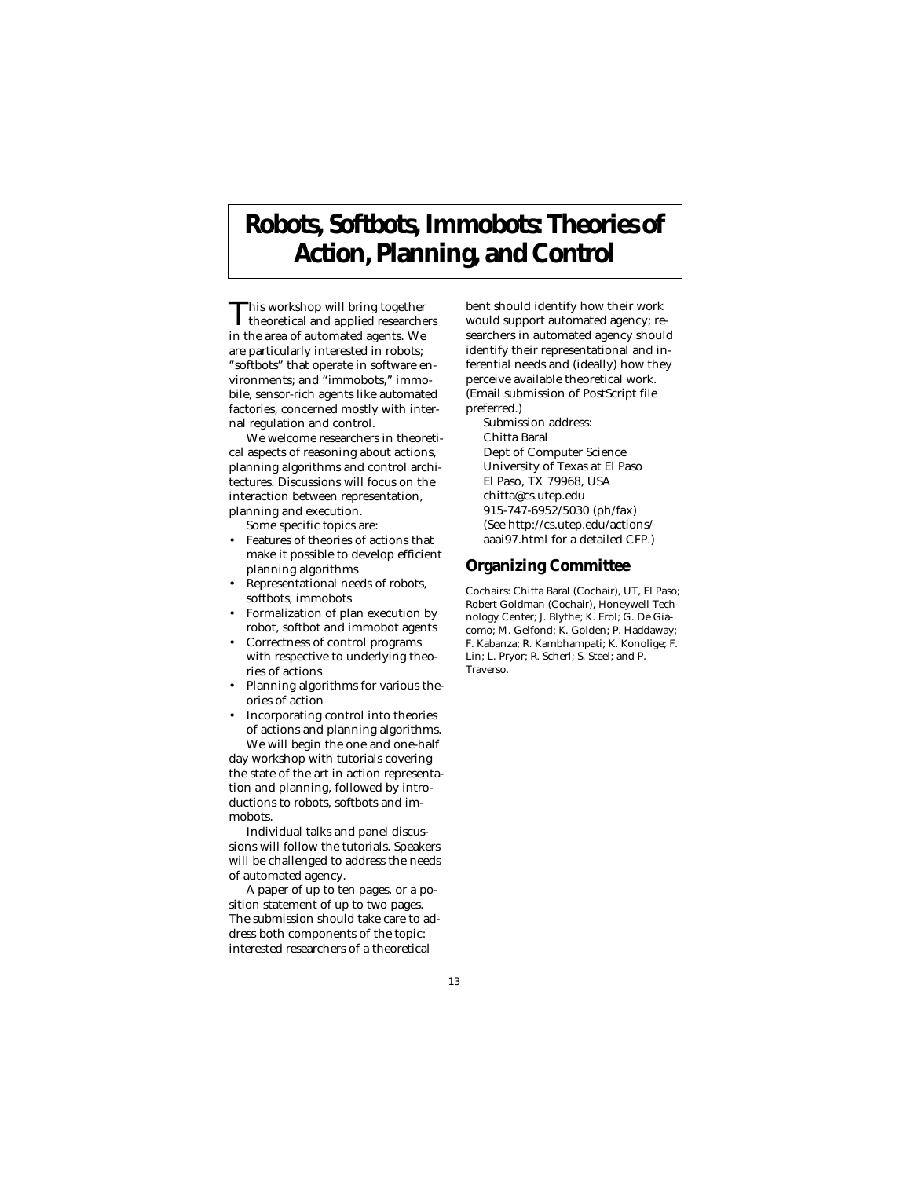# Robots, Softbots, Immobots: Theories of Action, Planning, and Control

This workshop will bring together theoretical and applied researchers in the area of automated agents. We are particularly interested in robots; "softbots" that operate in software environments; and "immobots," immobile, sensor-rich agents like automated factories, concerned mostly with internal regulation and control.

We welcome researchers in theoretical aspects of reasoning about actions, planning algorithms and control architectures. Discussions will focus on the interaction between representation, planning and execution.

Some specific topics are:

- Features of theories of actions that make it possible to develop efficient planning algorithms
- Representational needs of robots, softbots, immobots
- Formalization of plan execution by robot, softbot and immobot agents
- Correctness of control programs with respective to underlying theories of actions
- Planning algorithms for various theories of action
- Incorporating control into theories of actions and planning algorithms.

We will begin the one and one-half day workshop with tutorials covering the state of the art in action representation and planning, followed by introductions to robots, softbots and immobots.

Individual talks and panel discussions will follow the tutorials. Speakers will be challenged to address the needs of automated agency.

A paper of up to ten pages, or a position statement of up to two pages. The submission should take care to address both components of the topic: interested researchers of a theoretical bent should identify how their work would support automated agency; researchers in automated agency should identify their representational and inferential needs and (ideally) how they perceive available theoretical work. (Email submission of PostScript file preferred.)

Submission address:
Chitta Baral
Dept of Computer Science
University of Texas at El Paso
El Paso, TX 79968, USA
chitta@cs.utep.edu
915-747-6952/5030 (ph/fax)
(See http://cs.utep.edu/actions/aaai97.html for a detailed CFP.)

## Organizing Committee

Cochairs: Chitta Baral (Cochair), UT, El Paso; Robert Goldman (Cochair), Honeywell Technology Center; J. Blythe; K. Erol; G. De Giacomo; M. Gelfond; K. Golden; P. Haddaway; F. Kabanza; R. Kambhampati; K. Konolige; F. Lin; L. Pryor; R. Scherl; S. Steel; and P. Traverso.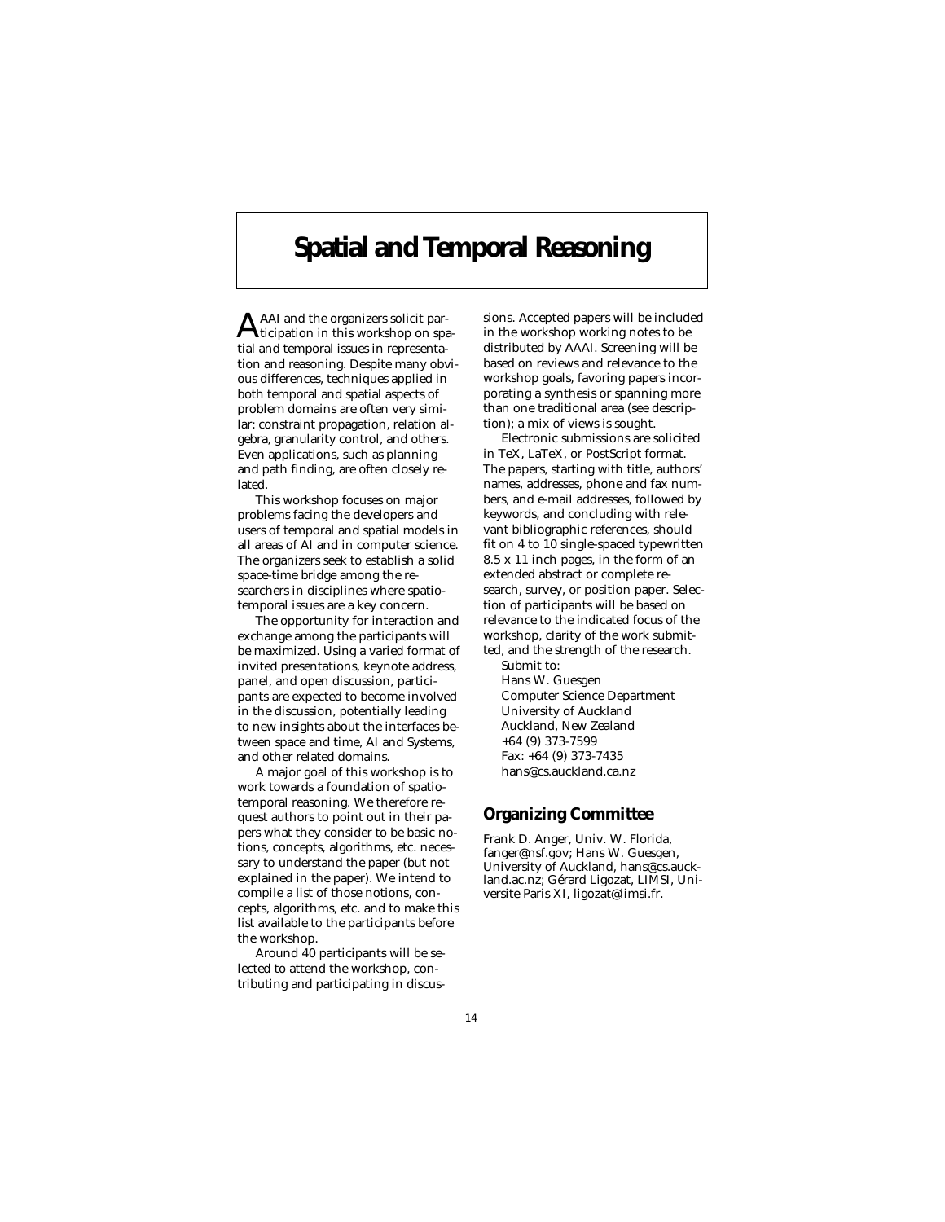# Spatial and Temporal Reasoning

AAAI and the organizers solicit participation in this workshop on spatial and temporal issues in representation and reasoning. Despite many obvious differences, techniques applied in both temporal and spatial aspects of problem domains are often very similar: constraint propagation, relation algebra, granularity control, and others. Even applications, such as planning and path finding, are often closely related.

This workshop focuses on major problems facing the developers and users of temporal and spatial models in all areas of AI and in computer science. The organizers seek to establish a solid space-time bridge among the researchers in disciplines where spatio-temporal issues are a key concern.

The opportunity for interaction and exchange among the participants will be maximized. Using a varied format of invited presentations, keynote address, panel, and open discussion, participants are expected to become involved in the discussion, potentially leading to new insights about the interfaces between space and time, AI and Systems, and other related domains.

A major goal of this workshop is to work towards a foundation of spatio-temporal reasoning. We therefore request authors to point out in their papers what they consider to be basic notions, concepts, algorithms, etc. necessary to understand the paper (but not explained in the paper). We intend to compile a list of those notions, concepts, algorithms, etc. and to make this list available to the participants before the workshop.

Around 40 participants will be selected to attend the workshop, contributing and participating in discussions. Accepted papers will be included in the workshop working notes to be distributed by AAAI. Screening will be based on reviews and relevance to the workshop goals, favoring papers incorporating a synthesis or spanning more than one traditional area (see description); a mix of views is sought.

Electronic submissions are solicited in TeX, LaTeX, or PostScript format. The papers, starting with title, authors' names, addresses, phone and fax numbers, and e-mail addresses, followed by keywords, and concluding with relevant bibliographic references, should fit on 4 to 10 single-spaced typewritten 8.5 x 11 inch pages, in the form of an extended abstract or complete research, survey, or position paper. Selection of participants will be based on relevance to the indicated focus of the workshop, clarity of the work submitted, and the strength of the research.

Submit to:
Hans W. Guesgen
Computer Science Department
University of Auckland
Auckland, New Zealand
+64 (9) 373-7599
Fax: +64 (9) 373-7435
hans@cs.auckland.ca.nz

## Organizing Committee

Frank D. Anger, Univ. W. Florida, fanger@nsf.gov; Hans W. Guesgen, University of Auckland, hans@cs.auckland.ac.nz; Gérard Ligozat, LIMSI, Universite Paris XI, ligozat@limsi.fr.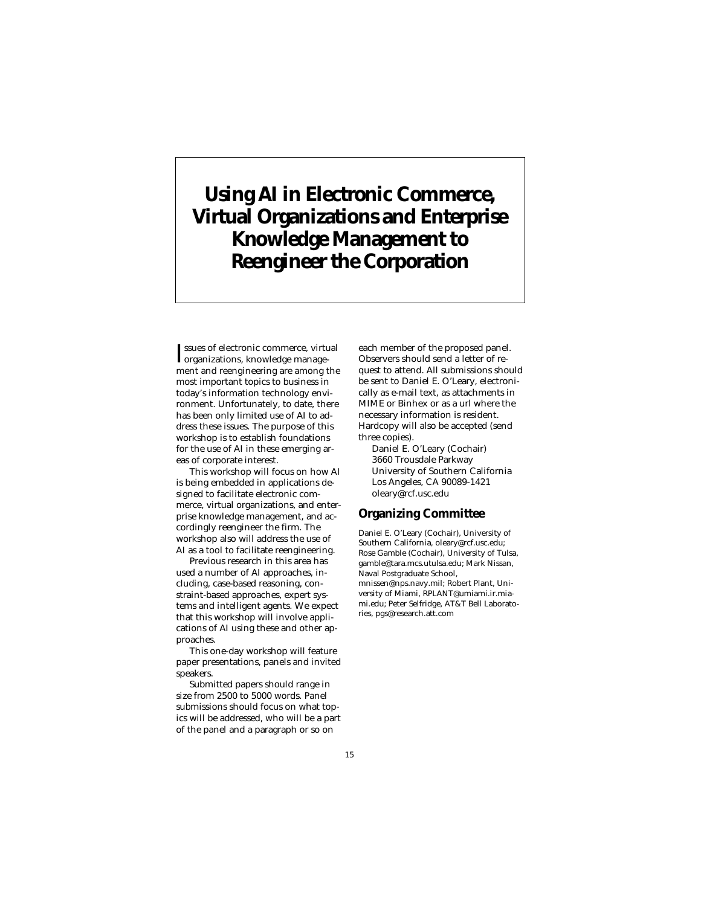# Using AI in Electronic Commerce, Virtual Organizations and Enterprise Knowledge Management to Reengineer the Corporation

Issues of electronic commerce, virtual organizations, knowledge management and reengineering are among the most important topics to business in today's information technology environment. Unfortunately, to date, there has been only limited use of AI to address these issues. The purpose of this workshop is to establish foundations for the use of AI in these emerging areas of corporate interest.

This workshop will focus on how AI is being embedded in applications designed to facilitate electronic commerce, virtual organizations, and enterprise knowledge management, and accordingly reengineer the firm. The workshop also will address the use of AI as a tool to facilitate reengineering.

Previous research in this area has used a number of AI approaches, including, case-based reasoning, constraint-based approaches, expert systems and intelligent agents. We expect that this workshop will involve applications of AI using these and other approaches.

This one-day workshop will feature paper presentations, panels and invited speakers.

Submitted papers should range in size from 2500 to 5000 words. Panel submissions should focus on what topics will be addressed, who will be a part of the panel and a paragraph or so on each member of the proposed panel. Observers should send a letter of request to attend. All submissions should be sent to Daniel E. O'Leary, electronically as e-mail text, as attachments in MIME or Binhex or as a url where the necessary information is resident. Hardcopy will also be accepted (send three copies).

Daniel E. O'Leary (Cochair)
3660 Trousdale Parkway
University of Southern California
Los Angeles, CA 90089-1421
oleary@rcf.usc.edu

## Organizing Committee

Daniel E. O'Leary (Cochair), University of Southern California, oleary@rcf.usc.edu; Rose Gamble (Cochair), University of Tulsa, gamble@tara.mcs.utulsa.edu; Mark Nissan, Naval Postgraduate School, mnissen@nps.navy.mil; Robert Plant, University of Miami, RPLANT@umiami.ir.miami.edu; Peter Selfridge, AT&T Bell Laboratories, pgs@research.att.com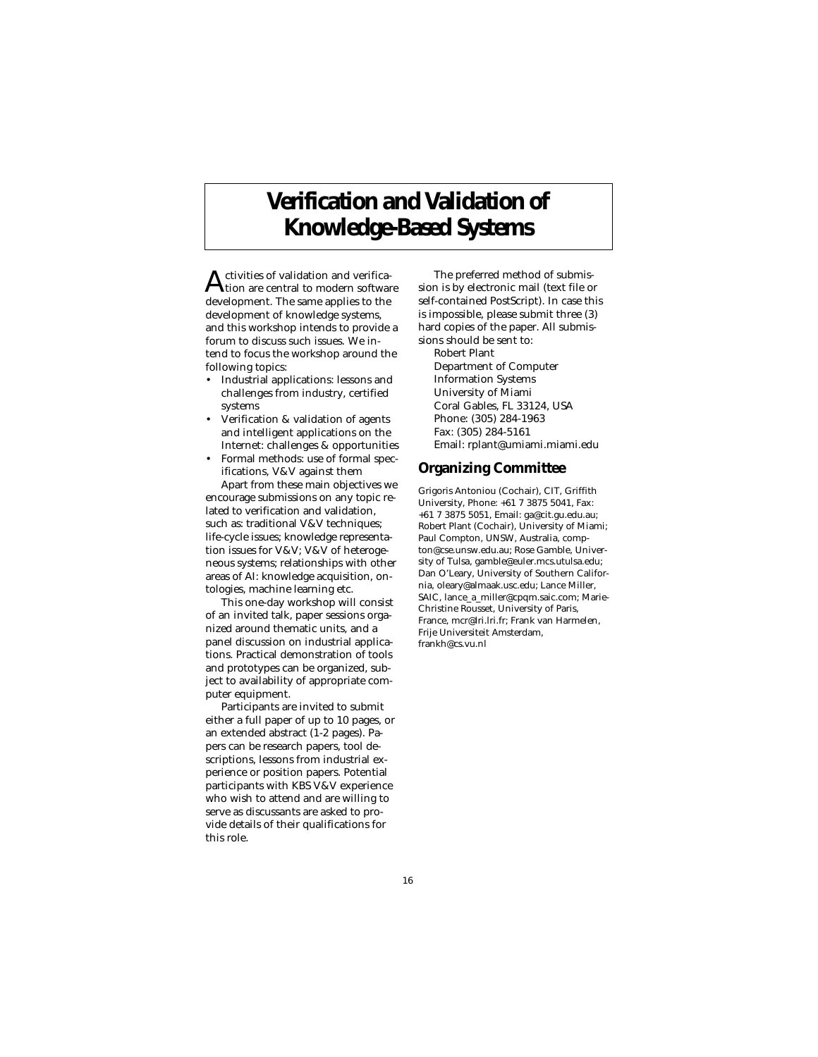# Verification and Validation of Knowledge-Based Systems

Activities of validation and verification are central to modern software development. The same applies to the development of knowledge systems, and this workshop intends to provide a forum to discuss such issues. We intend to focus the workshop around the following topics:

- Industrial applications: lessons and challenges from industry, certified systems
- Verification & validation of agents and intelligent applications on the Internet: challenges & opportunities
- Formal methods: use of formal specifications, V&V against them

Apart from these main objectives we encourage submissions on any topic related to verification and validation, such as: traditional V&V techniques; life-cycle issues; knowledge representation issues for V&V; V&V of heterogeneous systems; relationships with other areas of AI: knowledge acquisition, ontologies, machine learning etc.

This one-day workshop will consist of an invited talk, paper sessions organized around thematic units, and a panel discussion on industrial applications. Practical demonstration of tools and prototypes can be organized, subject to availability of appropriate computer equipment.

Participants are invited to submit either a full paper of up to 10 pages, or an extended abstract (1-2 pages). Papers can be research papers, tool descriptions, lessons from industrial experience or position papers. Potential participants with KBS V&V experience who wish to attend and are willing to serve as discussants are asked to provide details of their qualifications for this role.

The preferred method of submission is by electronic mail (text file or self-contained PostScript). In case this is impossible, please submit three (3) hard copies of the paper. All submissions should be sent to:

Robert Plant
Department of Computer Information Systems
University of Miami
Coral Gables, FL 33124, USA
Phone: (305) 284-1963
Fax: (305) 284-5161
Email: rplant@umiami.miami.edu

## Organizing Committee

Grigoris Antoniou (Cochair), CIT, Griffith University, Phone: +61 7 3875 5041, Fax: +61 7 3875 5051, Email: ga@cit.gu.edu.au; Robert Plant (Cochair), University of Miami; Paul Compton, UNSW, Australia, compton@cse.unsw.edu.au; Rose Gamble, University of Tulsa, gamble@euler.mcs.utulsa.edu; Dan O'Leary, University of Southern California, oleary@almaak.usc.edu; Lance Miller, SAIC, lance_a_miller@cpqm.saic.com; Marie-Christine Rousset, University of Paris, France, mcr@lri.lri.fr; Frank van Harmelen, Frije Universiteit Amsterdam, frankh@cs.vu.nl